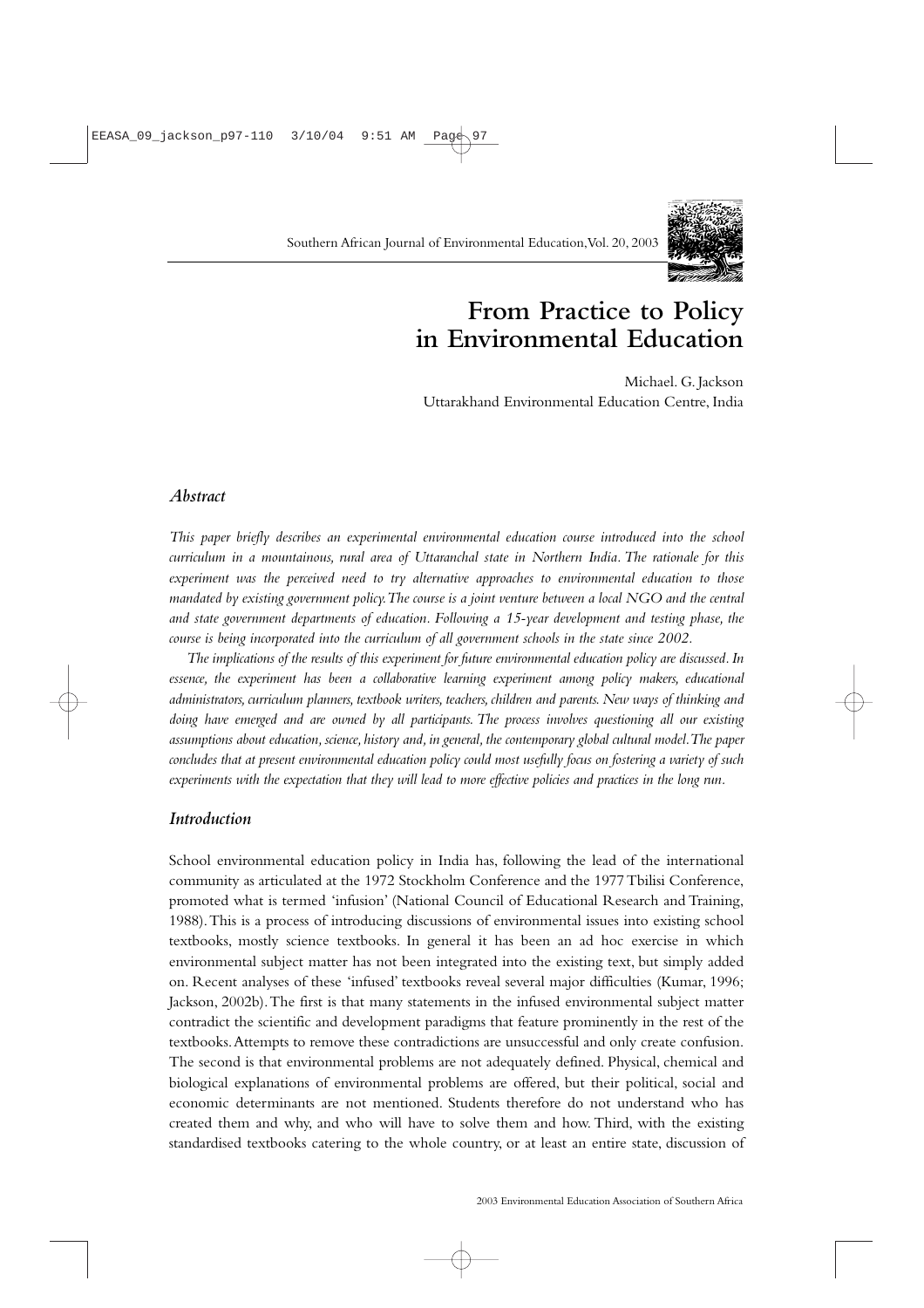# From Practice to Policy in Environmental Education

Michael. G. Jackson
Uttarakhand Environmental Education Centre, India

## *Abstract*

*This paper briefly describes an experimental environmental education course introduced into the school curriculum in a mountainous, rural area of Uttaranchal state in Northern India. The rationale for this experiment was the perceived need to try alternative approaches to environmental education to those mandated by existing government policy. The course is a joint venture between a local NGO and the central and state government departments of education. Following a 15-year development and testing phase, the course is being incorporated into the curriculum of all government schools in the state since 2002.*

*The implications of the results of this experiment for future environmental education policy are discussed. In essence, the experiment has been a collaborative learning experiment among policy makers, educational administrators, curriculum planners, textbook writers, teachers, children and parents. New ways of thinking and doing have emerged and are owned by all participants. The process involves questioning all our existing assumptions about education, science, history and, in general, the contemporary global cultural model. The paper concludes that at present environmental education policy could most usefully focus on fostering a variety of such experiments with the expectation that they will lead to more effective policies and practices in the long run.*

## *Introduction*

School environmental education policy in India has, following the lead of the international community as articulated at the 1972 Stockholm Conference and the 1977 Tbilisi Conference, promoted what is termed 'infusion' (National Council of Educational Research and Training, 1988). This is a process of introducing discussions of environmental issues into existing school textbooks, mostly science textbooks. In general it has been an ad hoc exercise in which environmental subject matter has not been integrated into the existing text, but simply added on. Recent analyses of these 'infused' textbooks reveal several major difficulties (Kumar, 1996; Jackson, 2002b). The first is that many statements in the infused environmental subject matter contradict the scientific and development paradigms that feature prominently in the rest of the textbooks. Attempts to remove these contradictions are unsuccessful and only create confusion. The second is that environmental problems are not adequately defined. Physical, chemical and biological explanations of environmental problems are offered, but their political, social and economic determinants are not mentioned. Students therefore do not understand who has created them and why, and who will have to solve them and how. Third, with the existing standardised textbooks catering to the whole country, or at least an entire state, discussion of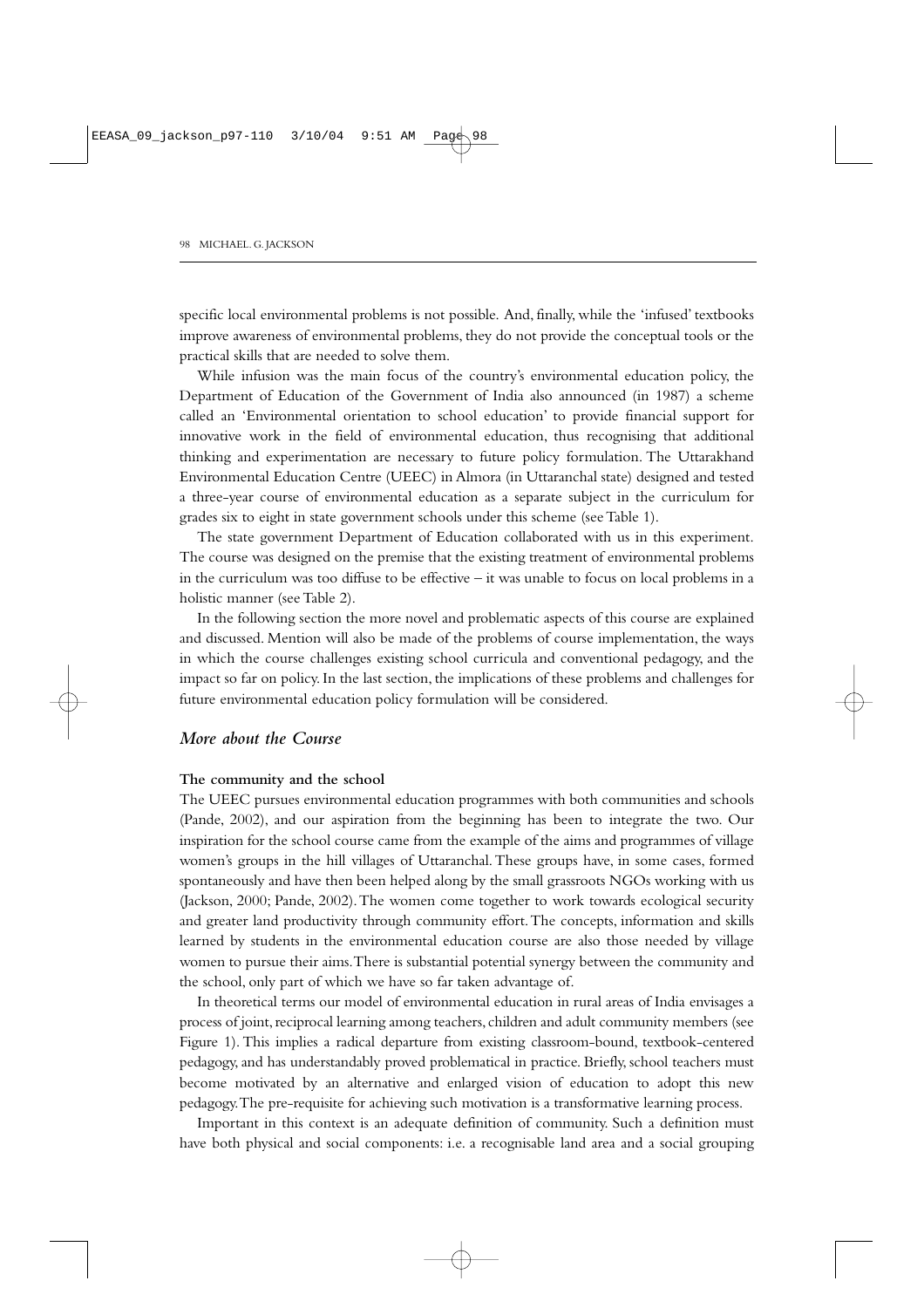specific local environmental problems is not possible. And, finally, while the 'infused' textbooks improve awareness of environmental problems, they do not provide the conceptual tools or the practical skills that are needed to solve them.

While infusion was the main focus of the country's environmental education policy, the Department of Education of the Government of India also announced (in 1987) a scheme called an 'Environmental orientation to school education' to provide financial support for innovative work in the field of environmental education, thus recognising that additional thinking and experimentation are necessary to future policy formulation. The Uttarakhand Environmental Education Centre (UEEC) in Almora (in Uttaranchal state) designed and tested a three-year course of environmental education as a separate subject in the curriculum for grades six to eight in state government schools under this scheme (see Table 1).

The state government Department of Education collaborated with us in this experiment. The course was designed on the premise that the existing treatment of environmental problems in the curriculum was too diffuse to be effective – it was unable to focus on local problems in a holistic manner (see Table 2).

In the following section the more novel and problematic aspects of this course are explained and discussed. Mention will also be made of the problems of course implementation, the ways in which the course challenges existing school curricula and conventional pedagogy, and the impact so far on policy. In the last section, the implications of these problems and challenges for future environmental education policy formulation will be considered.

## *More about the Course*

**The community and the school**

The UEEC pursues environmental education programmes with both communities and schools (Pande, 2002), and our aspiration from the beginning has been to integrate the two. Our inspiration for the school course came from the example of the aims and programmes of village women's groups in the hill villages of Uttaranchal. These groups have, in some cases, formed spontaneously and have then been helped along by the small grassroots NGOs working with us (Jackson, 2000; Pande, 2002). The women come together to work towards ecological security and greater land productivity through community effort. The concepts, information and skills learned by students in the environmental education course are also those needed by village women to pursue their aims. There is substantial potential synergy between the community and the school, only part of which we have so far taken advantage of.

In theoretical terms our model of environmental education in rural areas of India envisages a process of joint, reciprocal learning among teachers, children and adult community members (see Figure 1). This implies a radical departure from existing classroom-bound, textbook-centered pedagogy, and has understandably proved problematical in practice. Briefly, school teachers must become motivated by an alternative and enlarged vision of education to adopt this new pedagogy. The pre-requisite for achieving such motivation is a transformative learning process.

Important in this context is an adequate definition of community. Such a definition must have both physical and social components: i.e. a recognisable land area and a social grouping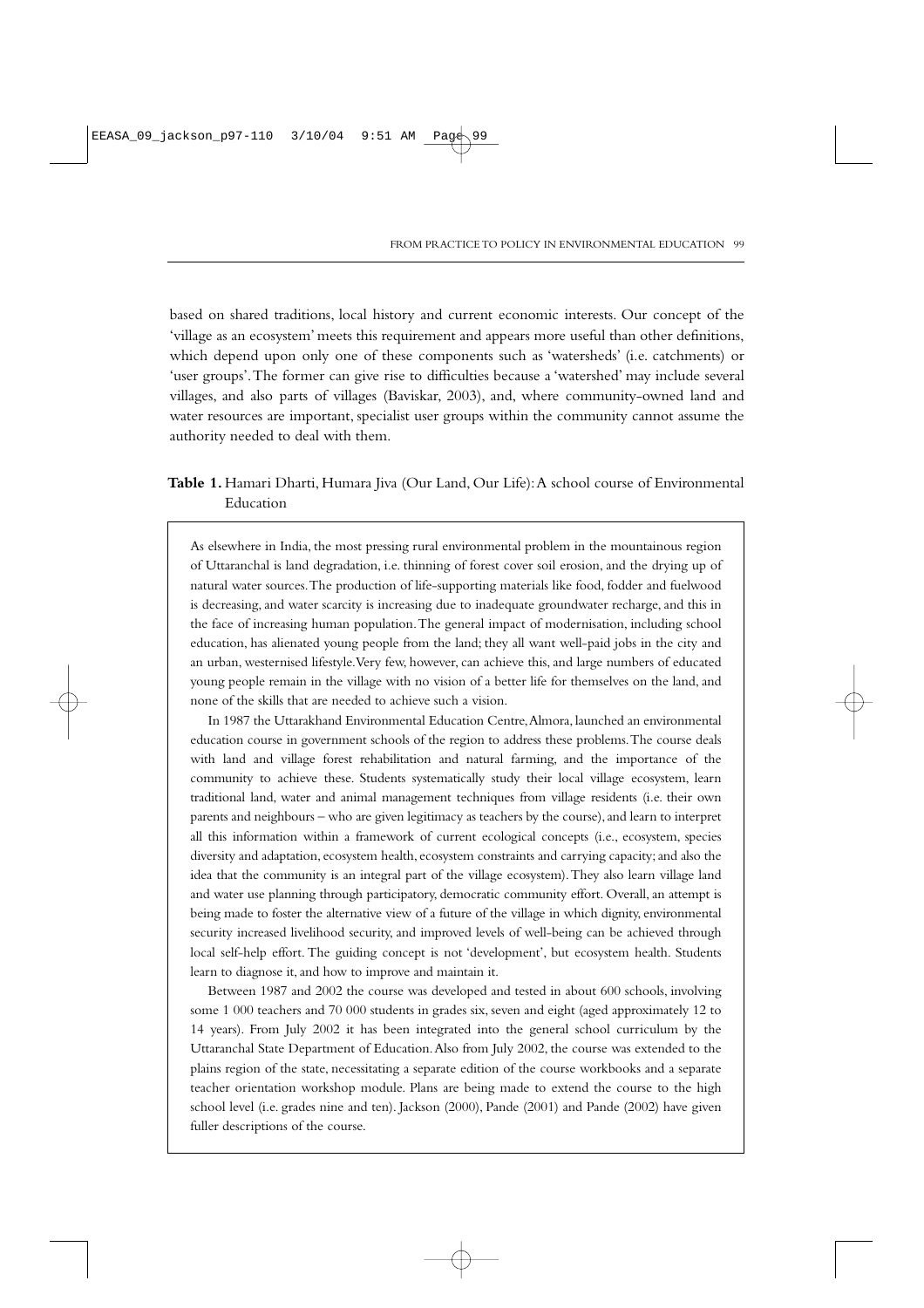based on shared traditions, local history and current economic interests. Our concept of the 'village as an ecosystem' meets this requirement and appears more useful than other definitions, which depend upon only one of these components such as 'watersheds' (i.e. catchments) or 'user groups'. The former can give rise to difficulties because a 'watershed' may include several villages, and also parts of villages (Baviskar, 2003), and, where community-owned land and water resources are important, specialist user groups within the community cannot assume the authority needed to deal with them.

**Table 1.** Hamari Dharti, Humara Jiva (Our Land, Our Life): A school course of Environmental Education

As elsewhere in India, the most pressing rural environmental problem in the mountainous region of Uttaranchal is land degradation, i.e. thinning of forest cover soil erosion, and the drying up of natural water sources. The production of life-supporting materials like food, fodder and fuelwood is decreasing, and water scarcity is increasing due to inadequate groundwater recharge, and this in the face of increasing human population. The general impact of modernisation, including school education, has alienated young people from the land; they all want well-paid jobs in the city and an urban, westernised lifestyle. Very few, however, can achieve this, and large numbers of educated young people remain in the village with no vision of a better life for themselves on the land, and none of the skills that are needed to achieve such a vision.

In 1987 the Uttarakhand Environmental Education Centre, Almora, launched an environmental education course in government schools of the region to address these problems. The course deals with land and village forest rehabilitation and natural farming, and the importance of the community to achieve these. Students systematically study their local village ecosystem, learn traditional land, water and animal management techniques from village residents (i.e. their own parents and neighbours – who are given legitimacy as teachers by the course), and learn to interpret all this information within a framework of current ecological concepts (i.e., ecosystem, species diversity and adaptation, ecosystem health, ecosystem constraints and carrying capacity; and also the idea that the community is an integral part of the village ecosystem). They also learn village land and water use planning through participatory, democratic community effort. Overall, an attempt is being made to foster the alternative view of a future of the village in which dignity, environmental security increased livelihood security, and improved levels of well-being can be achieved through local self-help effort. The guiding concept is not 'development', but ecosystem health. Students learn to diagnose it, and how to improve and maintain it.

Between 1987 and 2002 the course was developed and tested in about 600 schools, involving some 1 000 teachers and 70 000 students in grades six, seven and eight (aged approximately 12 to 14 years). From July 2002 it has been integrated into the general school curriculum by the Uttaranchal State Department of Education. Also from July 2002, the course was extended to the plains region of the state, necessitating a separate edition of the course workbooks and a separate teacher orientation workshop module. Plans are being made to extend the course to the high school level (i.e. grades nine and ten). Jackson (2000), Pande (2001) and Pande (2002) have given fuller descriptions of the course.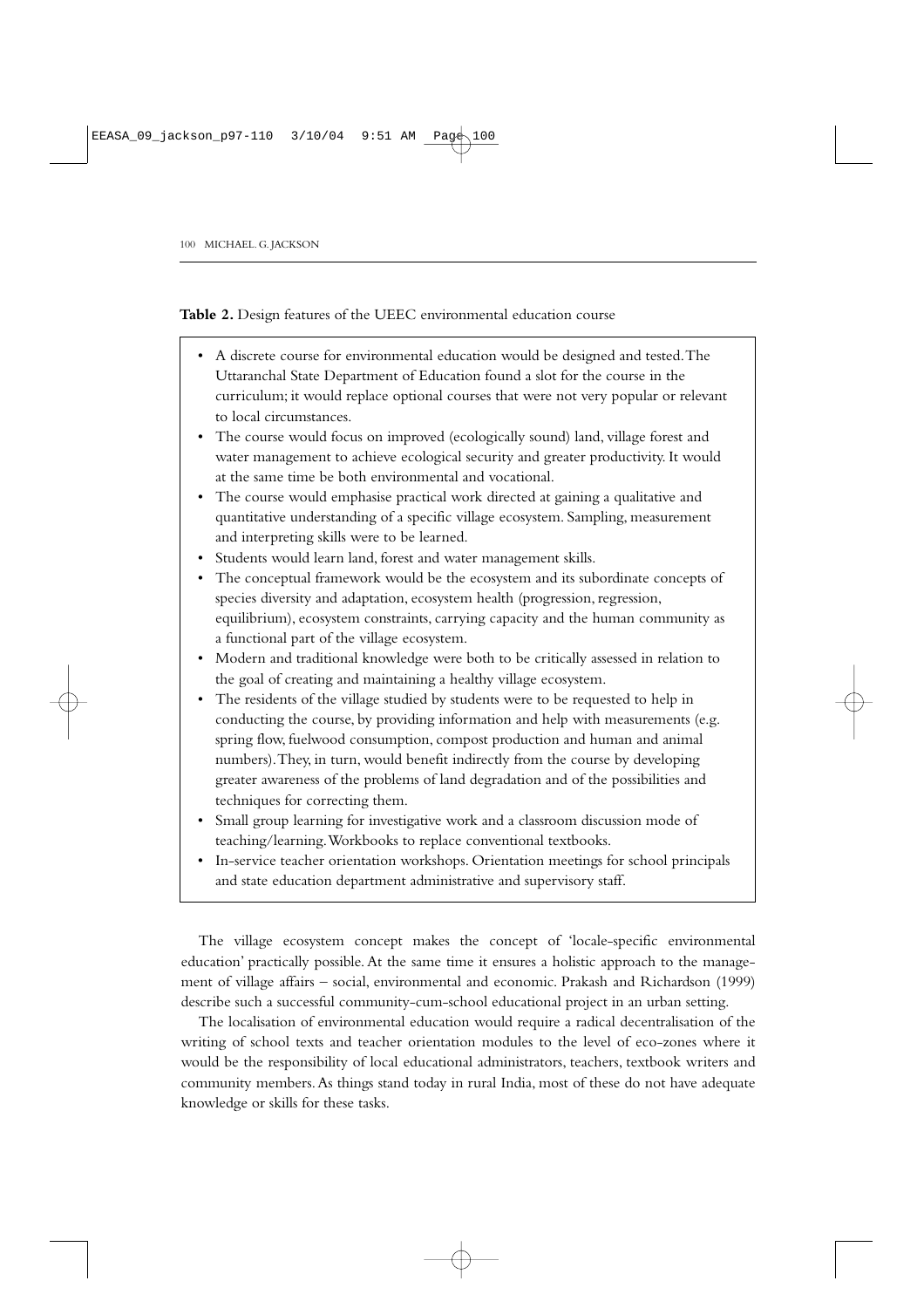**Table 2.** Design features of the UEEC environmental education course

- A discrete course for environmental education would be designed and tested. The Uttaranchal State Department of Education found a slot for the course in the curriculum; it would replace optional courses that were not very popular or relevant to local circumstances.
- The course would focus on improved (ecologically sound) land, village forest and water management to achieve ecological security and greater productivity. It would at the same time be both environmental and vocational.
- The course would emphasise practical work directed at gaining a qualitative and quantitative understanding of a specific village ecosystem. Sampling, measurement and interpreting skills were to be learned.
- Students would learn land, forest and water management skills.
- The conceptual framework would be the ecosystem and its subordinate concepts of species diversity and adaptation, ecosystem health (progression, regression, equilibrium), ecosystem constraints, carrying capacity and the human community as a functional part of the village ecosystem.
- Modern and traditional knowledge were both to be critically assessed in relation to the goal of creating and maintaining a healthy village ecosystem.
- The residents of the village studied by students were to be requested to help in conducting the course, by providing information and help with measurements (e.g. spring flow, fuelwood consumption, compost production and human and animal numbers). They, in turn, would benefit indirectly from the course by developing greater awareness of the problems of land degradation and of the possibilities and techniques for correcting them.
- Small group learning for investigative work and a classroom discussion mode of teaching/learning. Workbooks to replace conventional textbooks.
- In-service teacher orientation workshops. Orientation meetings for school principals and state education department administrative and supervisory staff.

The village ecosystem concept makes the concept of 'locale-specific environmental education' practically possible. At the same time it ensures a holistic approach to the management of village affairs – social, environmental and economic. Prakash and Richardson (1999) describe such a successful community-cum-school educational project in an urban setting.

The localisation of environmental education would require a radical decentralisation of the writing of school texts and teacher orientation modules to the level of eco-zones where it would be the responsibility of local educational administrators, teachers, textbook writers and community members. As things stand today in rural India, most of these do not have adequate knowledge or skills for these tasks.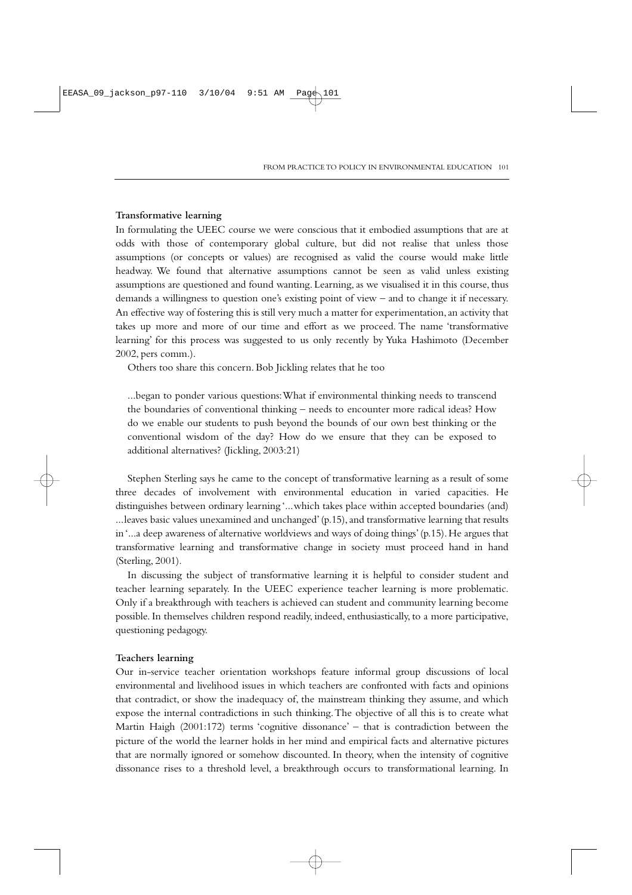### Transformative learning

In formulating the UEEC course we were conscious that it embodied assumptions that are at odds with those of contemporary global culture, but did not realise that unless those assumptions (or concepts or values) are recognised as valid the course would make little headway. We found that alternative assumptions cannot be seen as valid unless existing assumptions are questioned and found wanting. Learning, as we visualised it in this course, thus demands a willingness to question one's existing point of view – and to change it if necessary. An effective way of fostering this is still very much a matter for experimentation, an activity that takes up more and more of our time and effort as we proceed. The name 'transformative learning' for this process was suggested to us only recently by Yuka Hashimoto (December 2002, pers comm.).

Others too share this concern. Bob Jickling relates that he too

> ...began to ponder various questions: What if environmental thinking needs to transcend the boundaries of conventional thinking – needs to encounter more radical ideas? How do we enable our students to push beyond the bounds of our own best thinking or the conventional wisdom of the day? How do we ensure that they can be exposed to additional alternatives? (Jickling, 2003:21)

Stephen Sterling says he came to the concept of transformative learning as a result of some three decades of involvement with environmental education in varied capacities. He distinguishes between ordinary learning '...which takes place within accepted boundaries (and) ...leaves basic values unexamined and unchanged' (p.15), and transformative learning that results in '...a deep awareness of alternative worldviews and ways of doing things' (p.15). He argues that transformative learning and transformative change in society must proceed hand in hand (Sterling, 2001).

In discussing the subject of transformative learning it is helpful to consider student and teacher learning separately. In the UEEC experience teacher learning is more problematic. Only if a breakthrough with teachers is achieved can student and community learning become possible. In themselves children respond readily, indeed, enthusiastically, to a more participative, questioning pedagogy.

### Teachers learning

Our in-service teacher orientation workshops feature informal group discussions of local environmental and livelihood issues in which teachers are confronted with facts and opinions that contradict, or show the inadequacy of, the mainstream thinking they assume, and which expose the internal contradictions in such thinking. The objective of all this is to create what Martin Haigh (2001:172) terms 'cognitive dissonance' – that is contradiction between the picture of the world the learner holds in her mind and empirical facts and alternative pictures that are normally ignored or somehow discounted. In theory, when the intensity of cognitive dissonance rises to a threshold level, a breakthrough occurs to transformational learning. In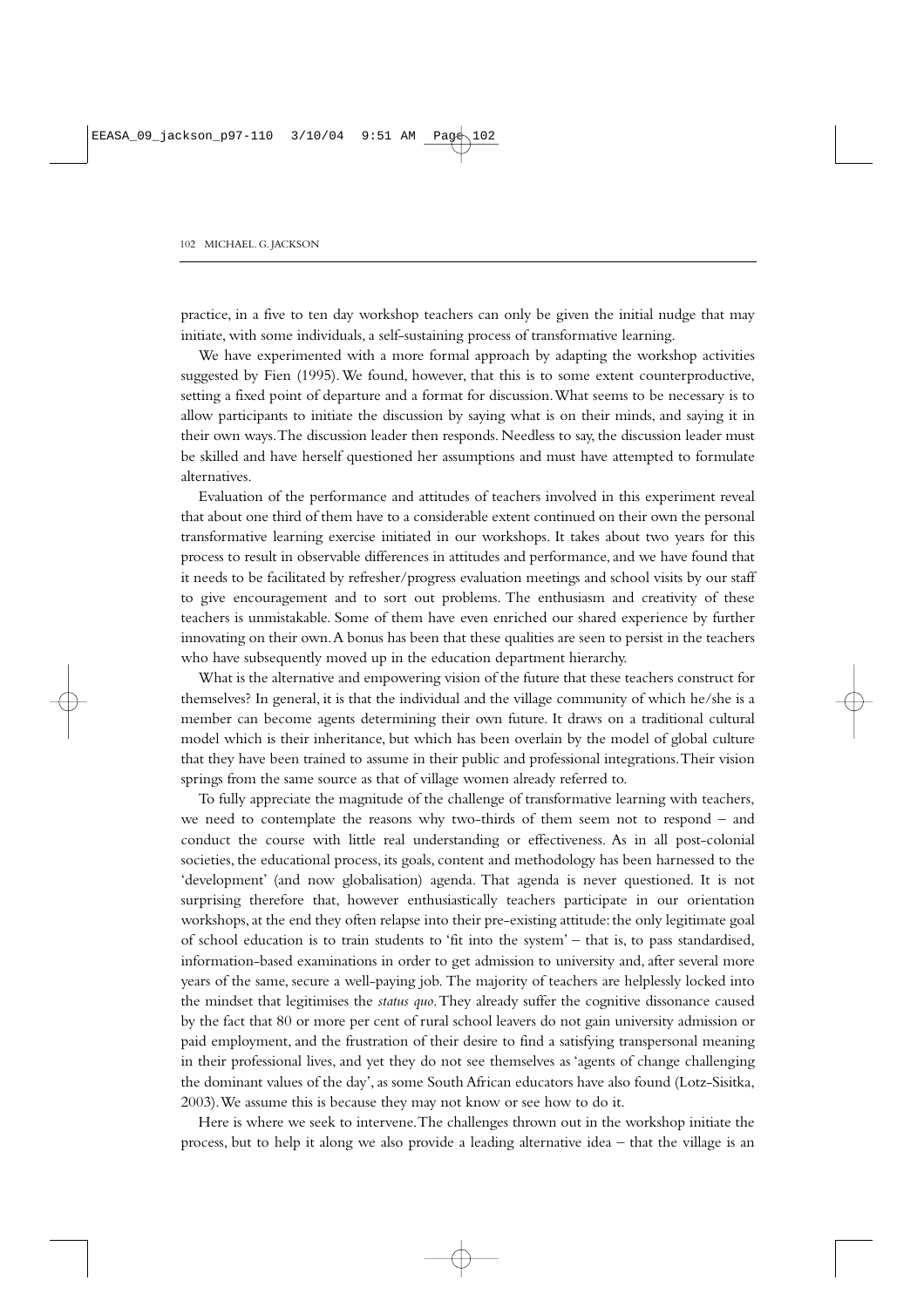practice, in a five to ten day workshop teachers can only be given the initial nudge that may initiate, with some individuals, a self-sustaining process of transformative learning.

We have experimented with a more formal approach by adapting the workshop activities suggested by Fien (1995). We found, however, that this is to some extent counterproductive, setting a fixed point of departure and a format for discussion. What seems to be necessary is to allow participants to initiate the discussion by saying what is on their minds, and saying it in their own ways. The discussion leader then responds. Needless to say, the discussion leader must be skilled and have herself questioned her assumptions and must have attempted to formulate alternatives.

Evaluation of the performance and attitudes of teachers involved in this experiment reveal that about one third of them have to a considerable extent continued on their own the personal transformative learning exercise initiated in our workshops. It takes about two years for this process to result in observable differences in attitudes and performance, and we have found that it needs to be facilitated by refresher/progress evaluation meetings and school visits by our staff to give encouragement and to sort out problems. The enthusiasm and creativity of these teachers is unmistakable. Some of them have even enriched our shared experience by further innovating on their own. A bonus has been that these qualities are seen to persist in the teachers who have subsequently moved up in the education department hierarchy.

What is the alternative and empowering vision of the future that these teachers construct for themselves? In general, it is that the individual and the village community of which he/she is a member can become agents determining their own future. It draws on a traditional cultural model which is their inheritance, but which has been overlain by the model of global culture that they have been trained to assume in their public and professional integrations. Their vision springs from the same source as that of village women already referred to.

To fully appreciate the magnitude of the challenge of transformative learning with teachers, we need to contemplate the reasons why two-thirds of them seem not to respond – and conduct the course with little real understanding or effectiveness. As in all post-colonial societies, the educational process, its goals, content and methodology has been harnessed to the 'development' (and now globalisation) agenda. That agenda is never questioned. It is not surprising therefore that, however enthusiastically teachers participate in our orientation workshops, at the end they often relapse into their pre-existing attitude: the only legitimate goal of school education is to train students to 'fit into the system' – that is, to pass standardised, information-based examinations in order to get admission to university and, after several more years of the same, secure a well-paying job. The majority of teachers are helplessly locked into the mindset that legitimises the *status quo*. They already suffer the cognitive dissonance caused by the fact that 80 or more per cent of rural school leavers do not gain university admission or paid employment, and the frustration of their desire to find a satisfying transpersonal meaning in their professional lives, and yet they do not see themselves as 'agents of change challenging the dominant values of the day', as some South African educators have also found (Lotz-Sisitka, 2003). We assume this is because they may not know or see how to do it.

Here is where we seek to intervene. The challenges thrown out in the workshop initiate the process, but to help it along we also provide a leading alternative idea – that the village is an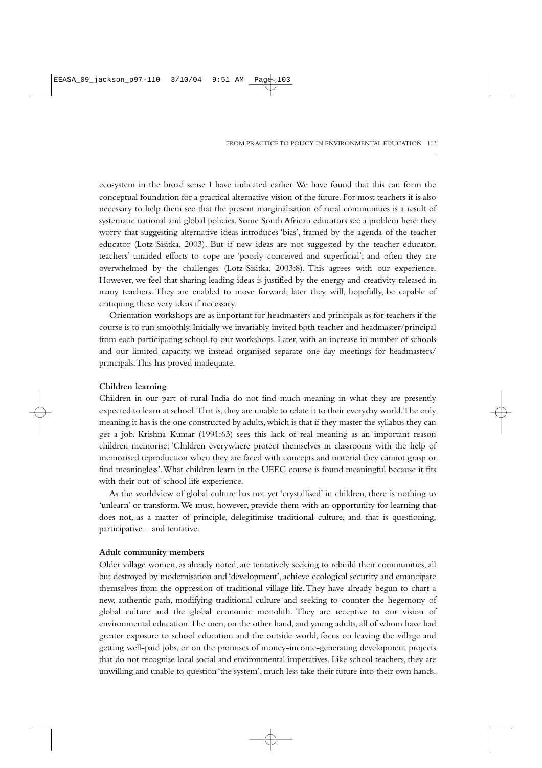ecosystem in the broad sense I have indicated earlier. We have found that this can form the conceptual foundation for a practical alternative vision of the future. For most teachers it is also necessary to help them see that the present marginalisation of rural communities is a result of systematic national and global policies. Some South African educators see a problem here: they worry that suggesting alternative ideas introduces 'bias', framed by the agenda of the teacher educator (Lotz-Sisitka, 2003). But if new ideas are not suggested by the teacher educator, teachers' unaided efforts to cope are 'poorly conceived and superficial'; and often they are overwhelmed by the challenges (Lotz-Sisitka, 2003:8). This agrees with our experience. However, we feel that sharing leading ideas is justified by the energy and creativity released in many teachers. They are enabled to move forward; later they will, hopefully, be capable of critiquing these very ideas if necessary.

Orientation workshops are as important for headmasters and principals as for teachers if the course is to run smoothly. Initially we invariably invited both teacher and headmaster/principal from each participating school to our workshops. Later, with an increase in number of schools and our limited capacity, we instead organised separate one-day meetings for headmasters/principals. This has proved inadequate.

**Children learning**

Children in our part of rural India do not find much meaning in what they are presently expected to learn at school. That is, they are unable to relate it to their everyday world. The only meaning it has is the one constructed by adults, which is that if they master the syllabus they can get a job. Krishna Kumar (1991:63) sees this lack of real meaning as an important reason children memorise: 'Children everywhere protect themselves in classrooms with the help of memorised reproduction when they are faced with concepts and material they cannot grasp or find meaningless'. What children learn in the UEEC course is found meaningful because it fits with their out-of-school life experience.

As the worldview of global culture has not yet 'crystallised' in children, there is nothing to 'unlearn' or transform. We must, however, provide them with an opportunity for learning that does not, as a matter of principle, delegitimise traditional culture, and that is questioning, participative – and tentative.

**Adult community members**

Older village women, as already noted, are tentatively seeking to rebuild their communities, all but destroyed by modernisation and 'development', achieve ecological security and emancipate themselves from the oppression of traditional village life. They have already begun to chart a new, authentic path, modifying traditional culture and seeking to counter the hegemony of global culture and the global economic monolith. They are receptive to our vision of environmental education. The men, on the other hand, and young adults, all of whom have had greater exposure to school education and the outside world, focus on leaving the village and getting well-paid jobs, or on the promises of money-income-generating development projects that do not recognise local social and environmental imperatives. Like school teachers, they are unwilling and unable to question 'the system', much less take their future into their own hands.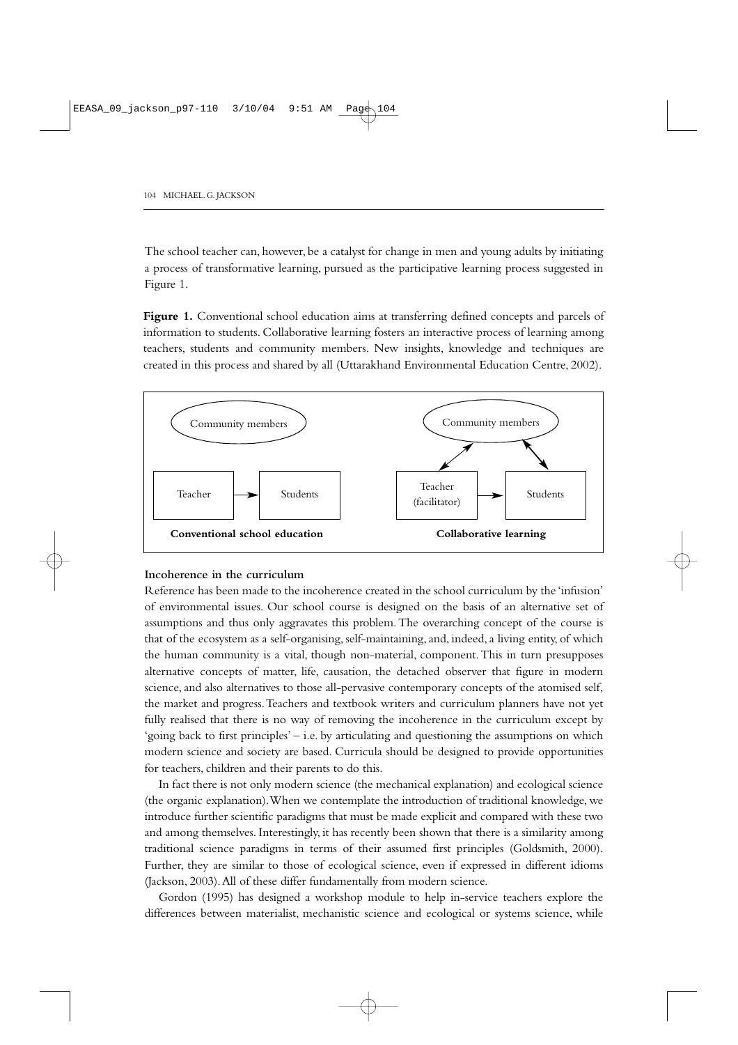The school teacher can, however, be a catalyst for change in men and young adults by initiating a process of transformative learning, pursued as the participative learning process suggested in Figure 1.

**Figure 1.** Conventional school education aims at transferring defined concepts and parcels of information to students. Collaborative learning fosters an interactive process of learning among teachers, students and community members. New insights, knowledge and techniques are created in this process and shared by all (Uttarakhand Environmental Education Centre, 2002).

### Incoherence in the curriculum

Reference has been made to the incoherence created in the school curriculum by the 'infusion' of environmental issues. Our school course is designed on the basis of an alternative set of assumptions and thus only aggravates this problem. The overarching concept of the course is that of the ecosystem as a self-organising, self-maintaining, and, indeed, a living entity, of which the human community is a vital, though non-material, component. This in turn presupposes alternative concepts of matter, life, causation, the detached observer that figure in modern science, and also alternatives to those all-pervasive contemporary concepts of the atomised self, the market and progress. Teachers and textbook writers and curriculum planners have not yet fully realised that there is no way of removing the incoherence in the curriculum except by 'going back to first principles' – i.e. by articulating and questioning the assumptions on which modern science and society are based. Curricula should be designed to provide opportunities for teachers, children and their parents to do this.

In fact there is not only modern science (the mechanical explanation) and ecological science (the organic explanation). When we contemplate the introduction of traditional knowledge, we introduce further scientific paradigms that must be made explicit and compared with these two and among themselves. Interestingly, it has recently been shown that there is a similarity among traditional science paradigms in terms of their assumed first principles (Goldsmith, 2000). Further, they are similar to those of ecological science, even if expressed in different idioms (Jackson, 2003). All of these differ fundamentally from modern science.

Gordon (1995) has designed a workshop module to help in-service teachers explore the differences between materialist, mechanistic science and ecological or systems science, while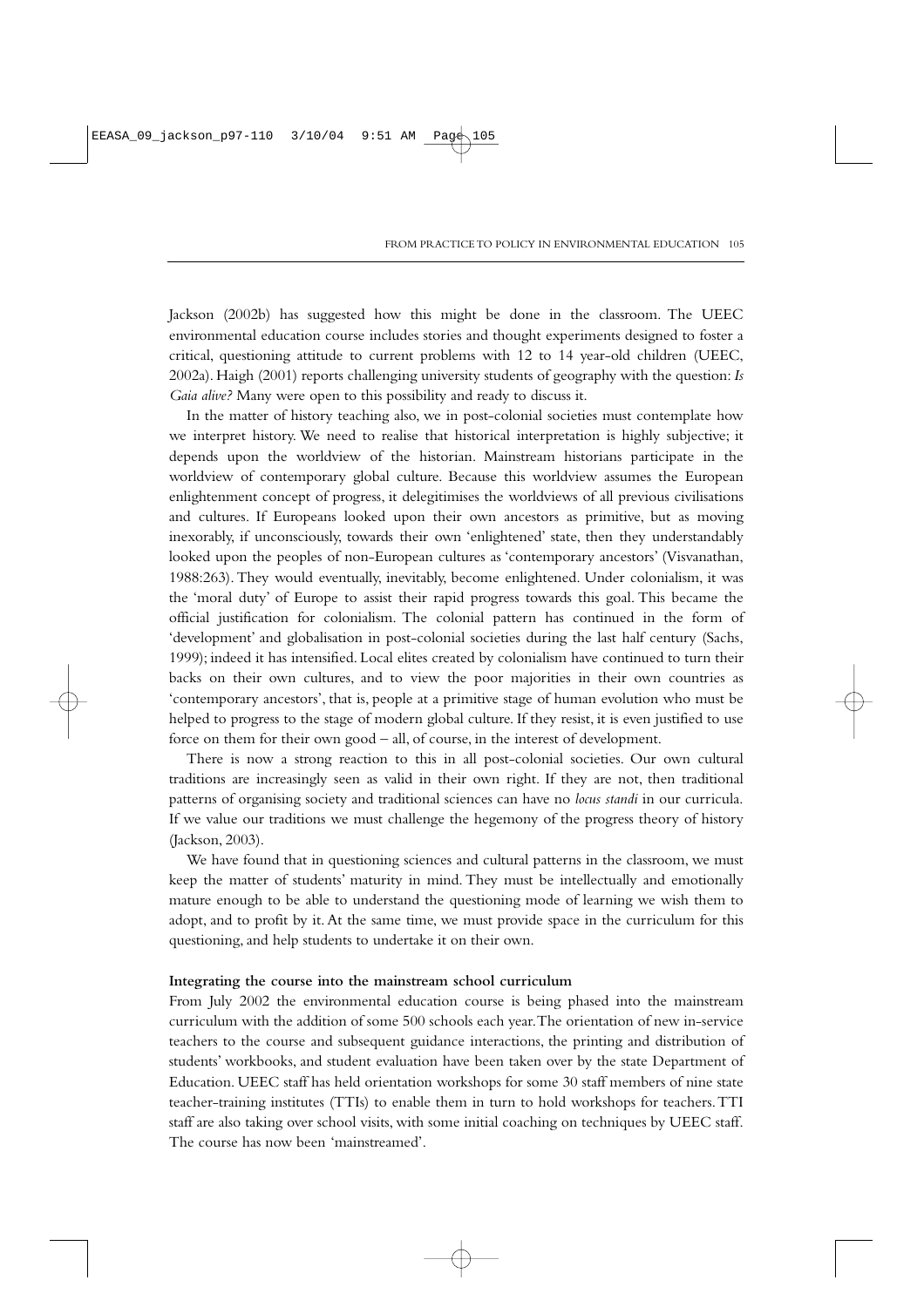Jackson (2002b) has suggested how this might be done in the classroom. The UEEC environmental education course includes stories and thought experiments designed to foster a critical, questioning attitude to current problems with 12 to 14 year-old children (UEEC, 2002a). Haigh (2001) reports challenging university students of geography with the question: *Is Gaia alive?* Many were open to this possibility and ready to discuss it.

In the matter of history teaching also, we in post-colonial societies must contemplate how we interpret history. We need to realise that historical interpretation is highly subjective; it depends upon the worldview of the historian. Mainstream historians participate in the worldview of contemporary global culture. Because this worldview assumes the European enlightenment concept of progress, it delegitimises the worldviews of all previous civilisations and cultures. If Europeans looked upon their own ancestors as primitive, but as moving inexorably, if unconsciously, towards their own 'enlightened' state, then they understandably looked upon the peoples of non-European cultures as 'contemporary ancestors' (Visvanathan, 1988:263). They would eventually, inevitably, become enlightened. Under colonialism, it was the 'moral duty' of Europe to assist their rapid progress towards this goal. This became the official justification for colonialism. The colonial pattern has continued in the form of 'development' and globalisation in post-colonial societies during the last half century (Sachs, 1999); indeed it has intensified. Local elites created by colonialism have continued to turn their backs on their own cultures, and to view the poor majorities in their own countries as 'contemporary ancestors', that is, people at a primitive stage of human evolution who must be helped to progress to the stage of modern global culture. If they resist, it is even justified to use force on them for their own good – all, of course, in the interest of development.

There is now a strong reaction to this in all post-colonial societies. Our own cultural traditions are increasingly seen as valid in their own right. If they are not, then traditional patterns of organising society and traditional sciences can have no *locus standi* in our curricula. If we value our traditions we must challenge the hegemony of the progress theory of history (Jackson, 2003).

We have found that in questioning sciences and cultural patterns in the classroom, we must keep the matter of students' maturity in mind. They must be intellectually and emotionally mature enough to be able to understand the questioning mode of learning we wish them to adopt, and to profit by it. At the same time, we must provide space in the curriculum for this questioning, and help students to undertake it on their own.

**Integrating the course into the mainstream school curriculum**

From July 2002 the environmental education course is being phased into the mainstream curriculum with the addition of some 500 schools each year. The orientation of new in-service teachers to the course and subsequent guidance interactions, the printing and distribution of students' workbooks, and student evaluation have been taken over by the state Department of Education. UEEC staff has held orientation workshops for some 30 staff members of nine state teacher-training institutes (TTIs) to enable them in turn to hold workshops for teachers. TTI staff are also taking over school visits, with some initial coaching on techniques by UEEC staff. The course has now been 'mainstreamed'.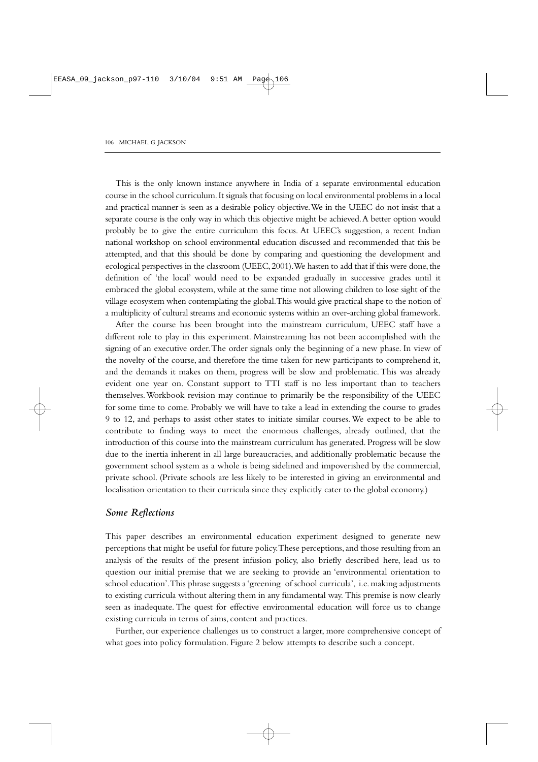This is the only known instance anywhere in India of a separate environmental education course in the school curriculum. It signals that focusing on local environmental problems in a local and practical manner is seen as a desirable policy objective. We in the UEEC do not insist that a separate course is the only way in which this objective might be achieved. A better option would probably be to give the entire curriculum this focus. At UEEC's suggestion, a recent Indian national workshop on school environmental education discussed and recommended that this be attempted, and that this should be done by comparing and questioning the development and ecological perspectives in the classroom (UEEC, 2001). We hasten to add that if this were done, the definition of 'the local' would need to be expanded gradually in successive grades until it embraced the global ecosystem, while at the same time not allowing children to lose sight of the village ecosystem when contemplating the global. This would give practical shape to the notion of a multiplicity of cultural streams and economic systems within an over-arching global framework.

After the course has been brought into the mainstream curriculum, UEEC staff have a different role to play in this experiment. Mainstreaming has not been accomplished with the signing of an executive order. The order signals only the beginning of a new phase. In view of the novelty of the course, and therefore the time taken for new participants to comprehend it, and the demands it makes on them, progress will be slow and problematic. This was already evident one year on. Constant support to TTI staff is no less important than to teachers themselves. Workbook revision may continue to primarily be the responsibility of the UEEC for some time to come. Probably we will have to take a lead in extending the course to grades 9 to 12, and perhaps to assist other states to initiate similar courses. We expect to be able to contribute to finding ways to meet the enormous challenges, already outlined, that the introduction of this course into the mainstream curriculum has generated. Progress will be slow due to the inertia inherent in all large bureaucracies, and additionally problematic because the government school system as a whole is being sidelined and impoverished by the commercial, private school. (Private schools are less likely to be interested in giving an environmental and localisation orientation to their curricula since they explicitly cater to the global economy.)

## *Some Reflections*

This paper describes an environmental education experiment designed to generate new perceptions that might be useful for future policy. These perceptions, and those resulting from an analysis of the results of the present infusion policy, also briefly described here, lead us to question our initial premise that we are seeking to provide an 'environmental orientation to school education'. This phrase suggests a 'greening of school curricula', i.e. making adjustments to existing curricula without altering them in any fundamental way. This premise is now clearly seen as inadequate. The quest for effective environmental education will force us to change existing curricula in terms of aims, content and practices.

Further, our experience challenges us to construct a larger, more comprehensive concept of what goes into policy formulation. Figure 2 below attempts to describe such a concept.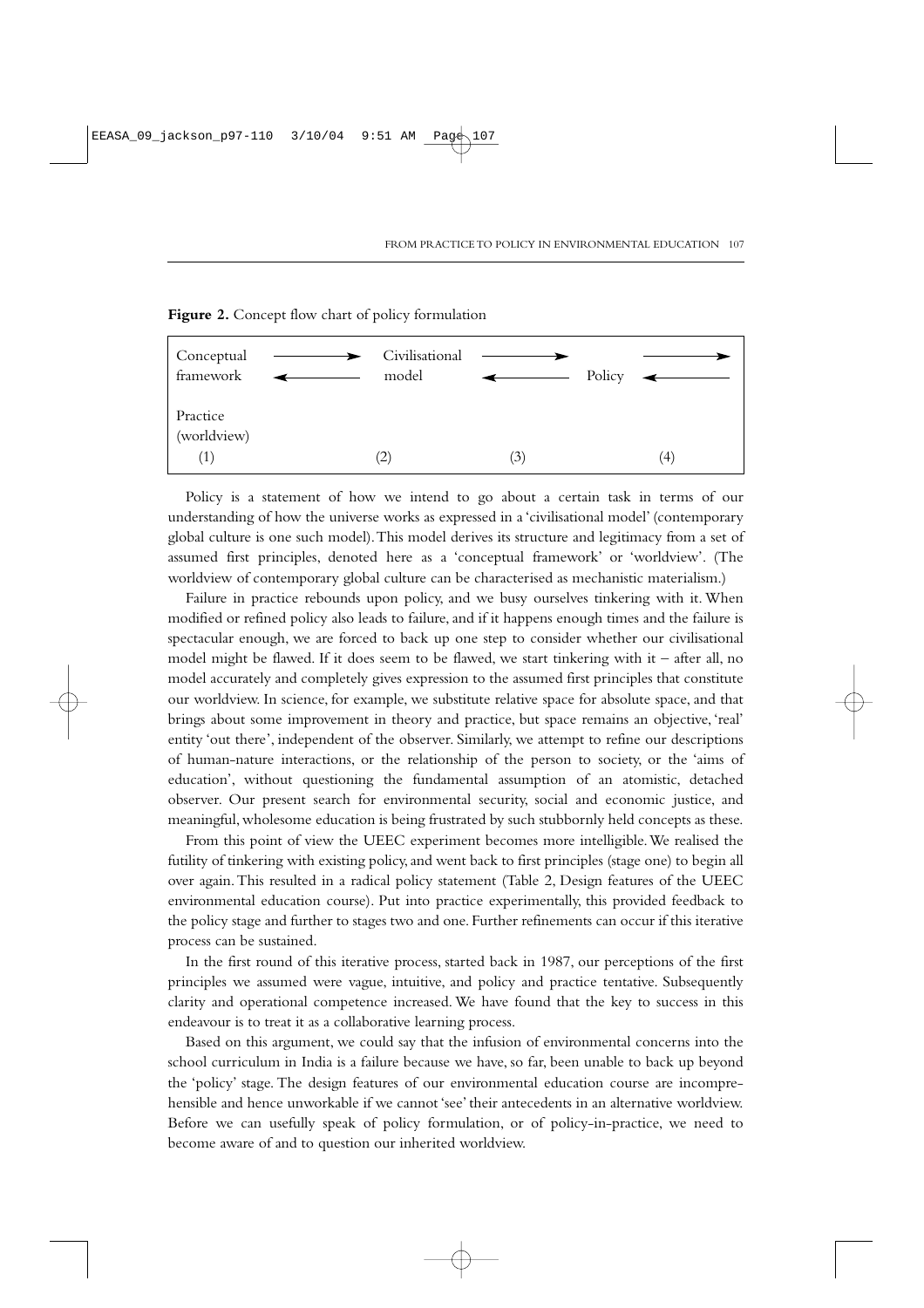**Figure 2.** Concept flow chart of policy formulation

| Conceptual framework | ⟶ ⟵ | Civilisational model | ⟶ ⟵ | Policy | ⟶ ⟵ |
|---|---|---|---|---|---|
| Practice (worldview) | | | | | |
| (1) | | (2) | (3) | | (4) |

Policy is a statement of how we intend to go about a certain task in terms of our understanding of how the universe works as expressed in a 'civilisational model' (contemporary global culture is one such model). This model derives its structure and legitimacy from a set of assumed first principles, denoted here as a 'conceptual framework' or 'worldview'. (The worldview of contemporary global culture can be characterised as mechanistic materialism.)

Failure in practice rebounds upon policy, and we busy ourselves tinkering with it. When modified or refined policy also leads to failure, and if it happens enough times and the failure is spectacular enough, we are forced to back up one step to consider whether our civilisational model might be flawed. If it does seem to be flawed, we start tinkering with it – after all, no model accurately and completely gives expression to the assumed first principles that constitute our worldview. In science, for example, we substitute relative space for absolute space, and that brings about some improvement in theory and practice, but space remains an objective, 'real' entity 'out there', independent of the observer. Similarly, we attempt to refine our descriptions of human-nature interactions, or the relationship of the person to society, or the 'aims of education', without questioning the fundamental assumption of an atomistic, detached observer. Our present search for environmental security, social and economic justice, and meaningful, wholesome education is being frustrated by such stubbornly held concepts as these.

From this point of view the UEEC experiment becomes more intelligible. We realised the futility of tinkering with existing policy, and went back to first principles (stage one) to begin all over again. This resulted in a radical policy statement (Table 2, Design features of the UEEC environmental education course). Put into practice experimentally, this provided feedback to the policy stage and further to stages two and one. Further refinements can occur if this iterative process can be sustained.

In the first round of this iterative process, started back in 1987, our perceptions of the first principles we assumed were vague, intuitive, and policy and practice tentative. Subsequently clarity and operational competence increased. We have found that the key to success in this endeavour is to treat it as a collaborative learning process.

Based on this argument, we could say that the infusion of environmental concerns into the school curriculum in India is a failure because we have, so far, been unable to back up beyond the 'policy' stage. The design features of our environmental education course are incomprehensible and hence unworkable if we cannot 'see' their antecedents in an alternative worldview. Before we can usefully speak of policy formulation, or of policy-in-practice, we need to become aware of and to question our inherited worldview.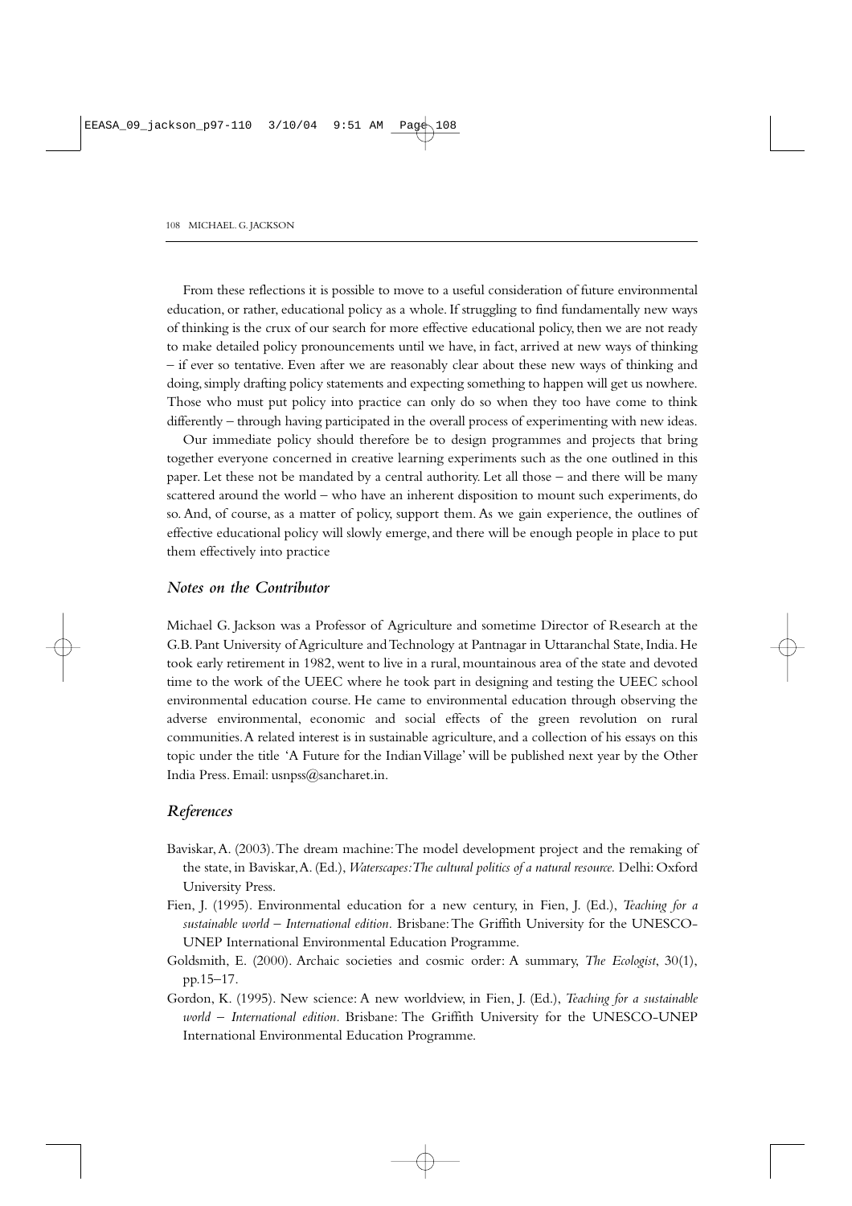From these reflections it is possible to move to a useful consideration of future environmental education, or rather, educational policy as a whole. If struggling to find fundamentally new ways of thinking is the crux of our search for more effective educational policy, then we are not ready to make detailed policy pronouncements until we have, in fact, arrived at new ways of thinking – if ever so tentative. Even after we are reasonably clear about these new ways of thinking and doing, simply drafting policy statements and expecting something to happen will get us nowhere. Those who must put policy into practice can only do so when they too have come to think differently – through having participated in the overall process of experimenting with new ideas.

Our immediate policy should therefore be to design programmes and projects that bring together everyone concerned in creative learning experiments such as the one outlined in this paper. Let these not be mandated by a central authority. Let all those – and there will be many scattered around the world – who have an inherent disposition to mount such experiments, do so. And, of course, as a matter of policy, support them. As we gain experience, the outlines of effective educational policy will slowly emerge, and there will be enough people in place to put them effectively into practice

## *Notes on the Contributor*

Michael G. Jackson was a Professor of Agriculture and sometime Director of Research at the G.B. Pant University of Agriculture and Technology at Pantnagar in Uttaranchal State, India. He took early retirement in 1982, went to live in a rural, mountainous area of the state and devoted time to the work of the UEEC where he took part in designing and testing the UEEC school environmental education course. He came to environmental education through observing the adverse environmental, economic and social effects of the green revolution on rural communities. A related interest is in sustainable agriculture, and a collection of his essays on this topic under the title 'A Future for the Indian Village' will be published next year by the Other India Press. Email: usnpss@sancharet.in.

## *References*

Baviskar, A. (2003). The dream machine: The model development project and the remaking of the state, in Baviskar, A. (Ed.), *Waterscapes: The cultural politics of a natural resource.* Delhi: Oxford University Press.

Fien, J. (1995). Environmental education for a new century, in Fien, J. (Ed.), *Teaching for a sustainable world – International edition.* Brisbane: The Griffith University for the UNESCO-UNEP International Environmental Education Programme.

Goldsmith, E. (2000). Archaic societies and cosmic order: A summary, *The Ecologist*, 30(1), pp.15–17.

Gordon, K. (1995). New science: A new worldview, in Fien, J. (Ed.), *Teaching for a sustainable world – International edition.* Brisbane: The Griffith University for the UNESCO-UNEP International Environmental Education Programme.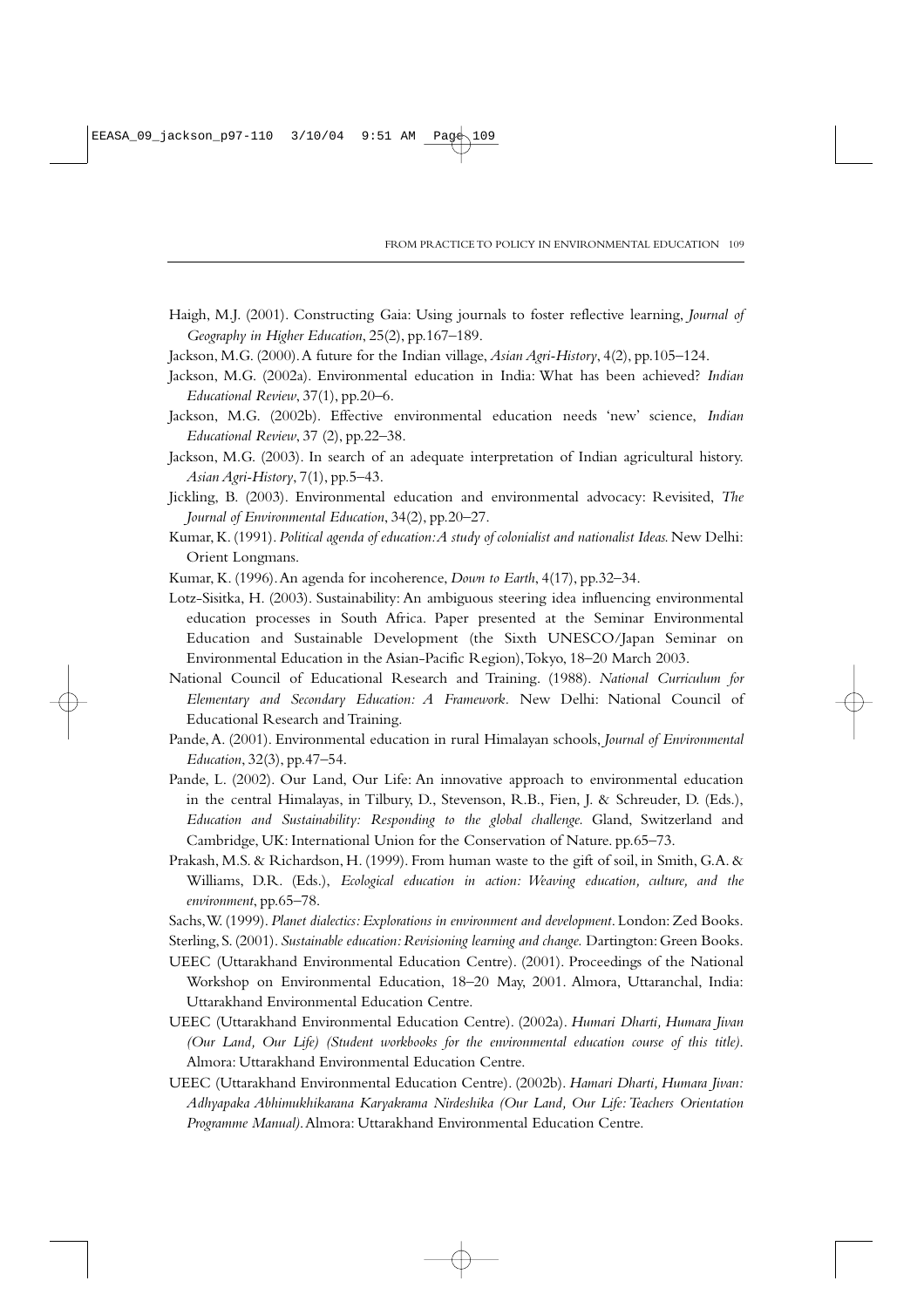Haigh, M.J. (2001). Constructing Gaia: Using journals to foster reflective learning, *Journal of Geography in Higher Education*, 25(2), pp.167–189.

Jackson, M.G. (2000). A future for the Indian village, *Asian Agri-History*, 4(2), pp.105–124.

Jackson, M.G. (2002a). Environmental education in India: What has been achieved? *Indian Educational Review*, 37(1), pp.20–6.

Jackson, M.G. (2002b). Effective environmental education needs 'new' science, *Indian Educational Review*, 37 (2), pp.22–38.

Jackson, M.G. (2003). In search of an adequate interpretation of Indian agricultural history. *Asian Agri-History*, 7(1), pp.5–43.

Jickling, B. (2003). Environmental education and environmental advocacy: Revisited, *The Journal of Environmental Education*, 34(2), pp.20–27.

Kumar, K. (1991). *Political agenda of education: A study of colonialist and nationalist Ideas.* New Delhi: Orient Longmans.

Kumar, K. (1996). An agenda for incoherence, *Down to Earth*, 4(17), pp.32–34.

Lotz-Sisitka, H. (2003). Sustainability: An ambiguous steering idea influencing environmental education processes in South Africa. Paper presented at the Seminar Environmental Education and Sustainable Development (the Sixth UNESCO/Japan Seminar on Environmental Education in the Asian-Pacific Region), Tokyo, 18–20 March 2003.

National Council of Educational Research and Training. (1988). *National Curriculum for Elementary and Secondary Education: A Framework.* New Delhi: National Council of Educational Research and Training.

Pande, A. (2001). Environmental education in rural Himalayan schools, *Journal of Environmental Education*, 32(3), pp.47–54.

Pande, L. (2002). Our Land, Our Life: An innovative approach to environmental education in the central Himalayas, in Tilbury, D., Stevenson, R.B., Fien, J. & Schreuder, D. (Eds.), *Education and Sustainability: Responding to the global challenge.* Gland, Switzerland and Cambridge, UK: International Union for the Conservation of Nature. pp.65–73.

Prakash, M.S. & Richardson, H. (1999). From human waste to the gift of soil, in Smith, G.A. & Williams, D.R. (Eds.), *Ecological education in action: Weaving education, culture, and the environment*, pp.65–78.

Sachs, W. (1999). *Planet dialectics: Explorations in environment and development*. London: Zed Books.

Sterling, S. (2001). *Sustainable education: Revisioning learning and change.* Dartington: Green Books.

UEEC (Uttarakhand Environmental Education Centre). (2001). Proceedings of the National Workshop on Environmental Education, 18–20 May, 2001. Almora, Uttaranchal, India: Uttarakhand Environmental Education Centre.

UEEC (Uttarakhand Environmental Education Centre). (2002a). *Humari Dharti, Humara Jivan (Our Land, Our Life) (Student workbooks for the environmental education course of this title).* Almora: Uttarakhand Environmental Education Centre.

UEEC (Uttarakhand Environmental Education Centre). (2002b). *Hamari Dharti, Humara Jivan: Adhyapaka Abhimukhikarana Karyakrama Nirdeshika (Our Land, Our Life: Teachers Orientation Programme Manual).* Almora: Uttarakhand Environmental Education Centre.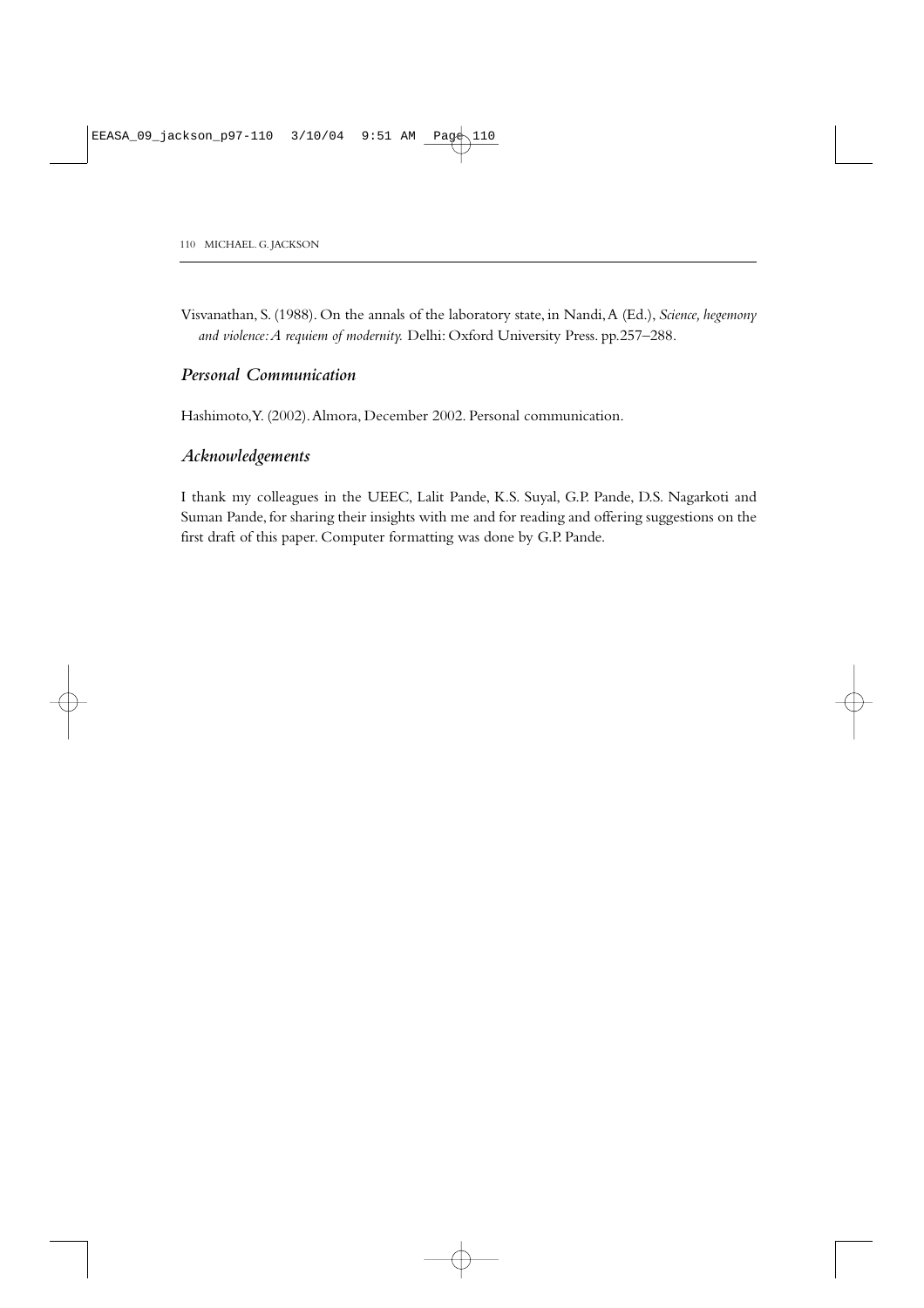Visvanathan, S. (1988). On the annals of the laboratory state, in Nandi, A (Ed.), *Science, hegemony and violence: A requiem of modernity.* Delhi: Oxford University Press. pp.257–288.

## *Personal Communication*

Hashimoto, Y. (2002). Almora, December 2002. Personal communication.

## *Acknowledgements*

I thank my colleagues in the UEEC, Lalit Pande, K.S. Suyal, G.P. Pande, D.S. Nagarkoti and Suman Pande, for sharing their insights with me and for reading and offering suggestions on the first draft of this paper. Computer formatting was done by G.P. Pande.